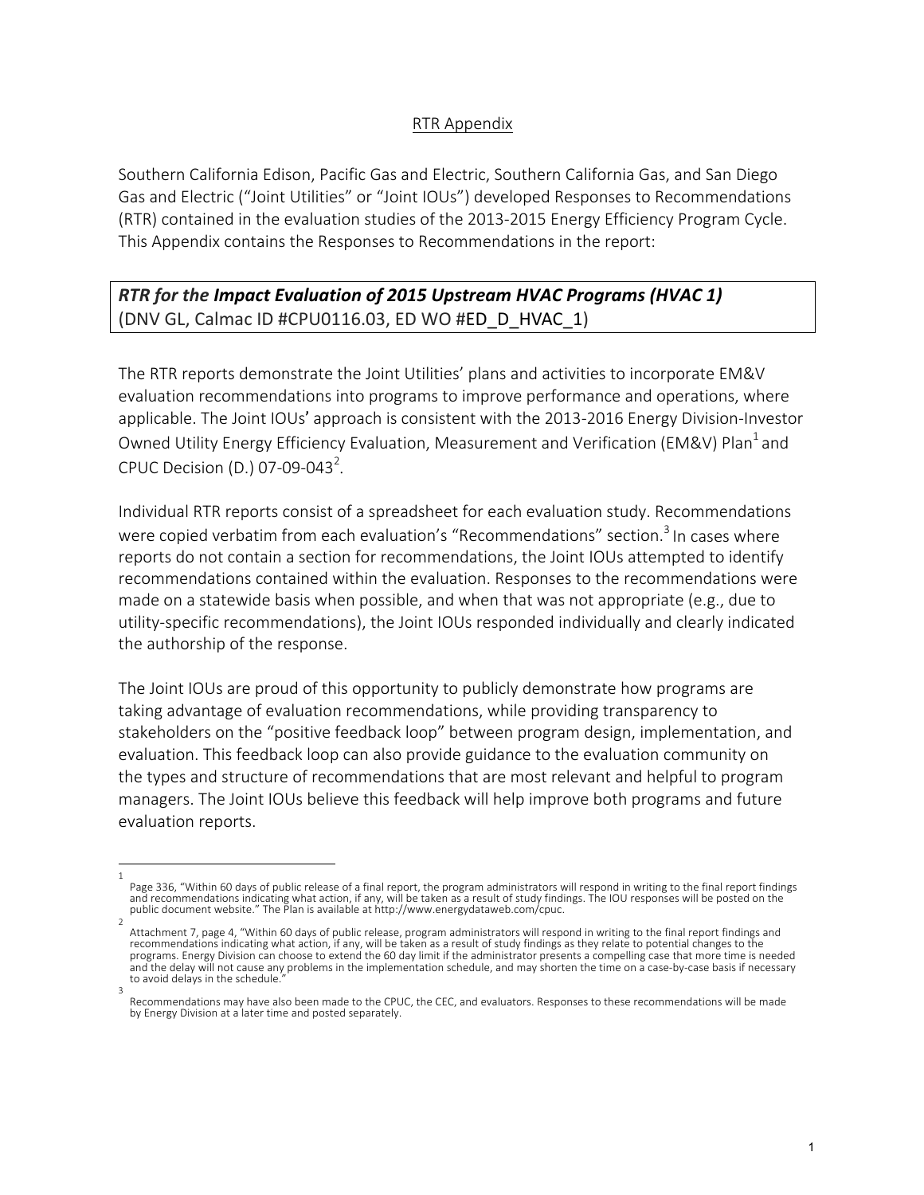# RTR Appendix

Southern California Edison, Pacific Gas and Electric, Southern California Gas, and San Diego Gas and Electric ("Joint Utilities" or "Joint IOUs") developed Responses to Recommendations (RTR) contained in the evaluation studies of the 2013-2015 Energy Efficiency Program Cycle. This Appendix contains the Responses to Recommendations in the report:

| ***RTR for the Impact Evaluation of 2015 Upstream HVAC Programs (HVAC 1)*** (DNV GL, Calmac ID #CPU0116.03, ED WO #ED_D_HVAC_1) |
|---|

The RTR reports demonstrate the Joint Utilities' plans and activities to incorporate EM&V evaluation recommendations into programs to improve performance and operations, where applicable. The Joint IOUs' approach is consistent with the 2013-2016 Energy Division-Investor Owned Utility Energy Efficiency Evaluation, Measurement and Verification (EM&V) Plan[1] and CPUC Decision (D.) 07-09-043[2].

Individual RTR reports consist of a spreadsheet for each evaluation study. Recommendations were copied verbatim from each evaluation's "Recommendations" section.[3] In cases where reports do not contain a section for recommendations, the Joint IOUs attempted to identify recommendations contained within the evaluation. Responses to the recommendations were made on a statewide basis when possible, and when that was not appropriate (e.g., due to utility-specific recommendations), the Joint IOUs responded individually and clearly indicated the authorship of the response.

The Joint IOUs are proud of this opportunity to publicly demonstrate how programs are taking advantage of evaluation recommendations, while providing transparency to stakeholders on the "positive feedback loop" between program design, implementation, and evaluation. This feedback loop can also provide guidance to the evaluation community on the types and structure of recommendations that are most relevant and helpful to program managers. The Joint IOUs believe this feedback will help improve both programs and future evaluation reports.

---

[1] Page 336, "Within 60 days of public release of a final report, the program administrators will respond in writing to the final report findings and recommendations indicating what action, if any, will be taken as a result of study findings. The IOU responses will be posted on the public document website." The Plan is available at http://www.energydataweb.com/cpuc.

[2] Attachment 7, page 4, "Within 60 days of public release, program administrators will respond in writing to the final report findings and recommendations indicating what action, if any, will be taken as a result of study findings as they relate to potential changes to the programs. Energy Division can choose to extend the 60 day limit if the administrator presents a compelling case that more time is needed and the delay will not cause any problems in the implementation schedule, and may shorten the time on a case-by-case basis if necessary to avoid delays in the schedule."

[3] Recommendations may have also been made to the CPUC, the CEC, and evaluators. Responses to these recommendations will be made by Energy Division at a later time and posted separately.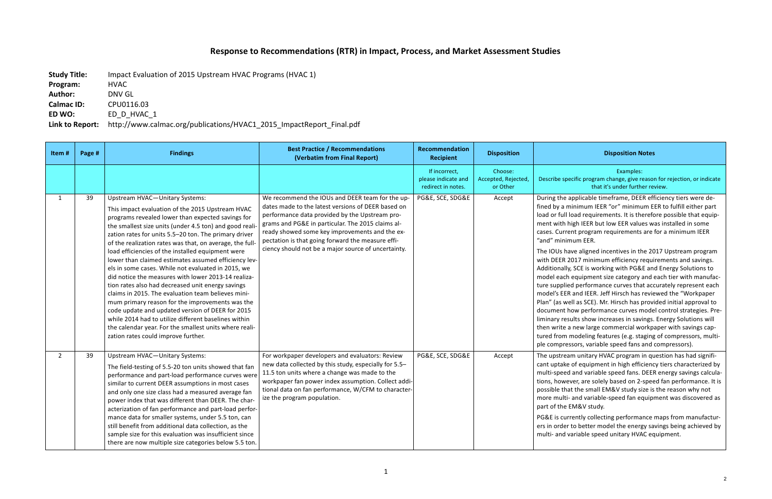# Response to Recommendations (RTR) in Impact, Process, and Market Assessment Studies

**Study Title:** Impact Evaluation of 2015 Upstream HVAC Programs (HVAC 1)
**Program:** HVAC
**Author:** DNV GL
**Calmac ID:** CPU0116.03
**ED WO:** ED_D_HVAC_1
**Link to Report:** http://www.calmac.org/publications/HVAC1_2015_ImpactReport_Final.pdf

| Item # | Page # | Findings | Best Practice / Recommendations (Verbatim from Final Report) | Recommendation Recipient | Disposition | Disposition Notes |
|---|---|---|---|---|---|---|
| | | | | If incorrect, please indicate and redirect in notes. | Choose: Accepted, Rejected, or Other | Examples: Describe specific program change, give reason for rejection, or indicate that it's under further review. |
| 1 | 39 | Upstream HVAC—Unitary Systems: This impact evaluation of the 2015 Upstream HVAC programs revealed lower than expected savings for the smallest size units (under 4.5 ton) and good realization rates for units 5.5–20 ton. The primary driver of the realization rates was that, on average, the full-load efficiencies of the installed equipment were lower than claimed estimates assumed efficiency levels in some cases. While not evaluated in 2015, we did notice the measures with lower 2013-14 realization rates also had decreased unit energy savings claims in 2015. The evaluation team believes minimum primary reason for the improvements was the code update and updated version of DEER for 2015 while 2014 had to utilize different baselines within the calendar year. For the smallest units where realization rates could improve further. | We recommend the IOUs and DEER team for the updates made to the latest versions of DEER based on performance data provided by the Upstream programs and PG&E in particular. The 2015 claims already showed some key improvements and the expectation is that going forward the measure efficiency should not be a major source of uncertainty. | PG&E, SCE, SDG&E | Accept | During the applicable timeframe, DEER efficiency tiers were defined by a minimum IEER "or" minimum EER to fulfill either part load or full load requirements. It is therefore possible that equipment with high IEER but low EER values was installed in some cases. Current program requirements are for a minimum IEER "and" minimum EER.<br><br>The IOUs have aligned incentives in the 2017 Upstream program with DEER 2017 minimum efficiency requirements and savings. Additionally, SCE is working with PG&E and Energy Solutions to model each equipment size category and each tier with manufacture supplied performance curves that accurately represent each model's EER and IEER. Jeff Hirsch has reviewed the "Workpaper Plan" (as well as SCE). Mr. Hirsch has provided initial approval to document how performance curves model control strategies. Preliminary results show increases in savings. Energy Solutions will then write a new large commercial workpaper with savings captured from modeling features (e.g. staging of compressors, multiple compressors, variable speed fans and compressors). |
| 2 | 39 | Upstream HVAC—Unitary Systems: The field-testing of 5.5-20 ton units showed that fan performance and part-load performance curves were similar to current DEER assumptions in most cases and only one size class had a measured average fan power index that was different than DEER. The characterization of fan performance and part-load performance data for smaller systems, under 5.5 ton, can still benefit from additional data collection, as the sample size for this evaluation was insufficient since there are now multiple size categories below 5.5 ton. | For workpaper developers and evaluators: Review new data collected by this study, especially for 5.5–11.5 ton units where a change was made to the workpaper fan power index assumption. Collect additional data on fan performance, W/CFM to characterize the program population. | PG&E, SCE, SDG&E | Accept | The upstream unitary HVAC program in question has had significant uptake of equipment in high efficiency tiers characterized by multi-speed and variable speed fans. DEER energy savings calculations, however, are solely based on 2-speed fan performance. It is possible that the small EM&V study size is the reason why not more multi- and variable-speed fan equipment was discovered as part of the EM&V study.<br><br>PG&E is currently collecting performance maps from manufacturers in order to better model the energy savings being achieved by multi- and variable speed unitary HVAC equipment. |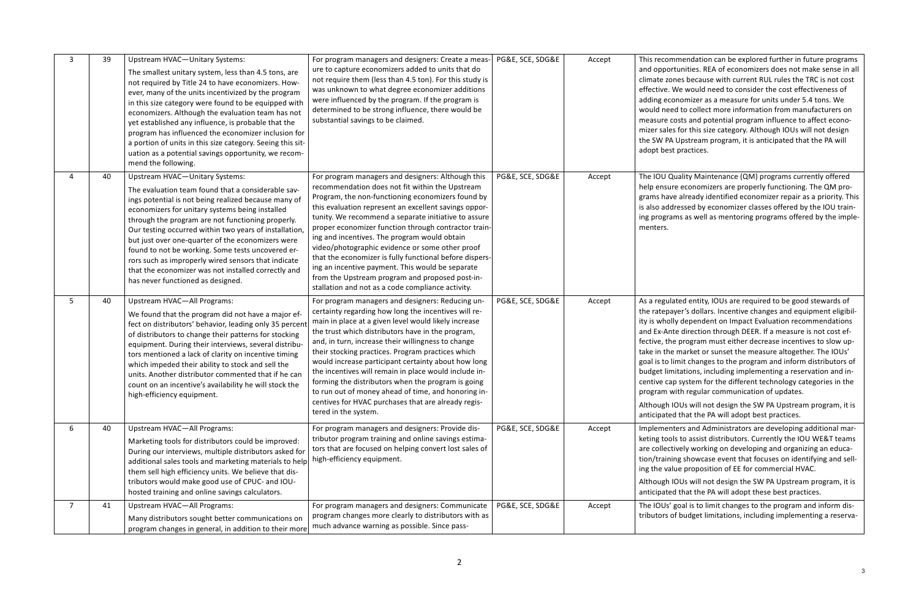| 3 | 39 | Upstream HVAC—Unitary Systems: The smallest unitary system, less than 4.5 tons, are not required by Title 24 to have economizers. However, many of the units incentivized by the program in this size category were found to be equipped with economizers. Although the evaluation team has not yet established any influence, is probable that the program has influenced the economizer inclusion for a portion of units in this size category. Seeing this situation as a potential savings opportunity, we recommend the following. | For program managers and designers: Create a measure to capture economizers added to units that do not require them (less than 4.5 ton). For this study is was unknown to what degree economizer additions were influenced by the program. If the program is determined to be strong influence, there would be substantial savings to be claimed. | PG&E, SCE, SDG&E | Accept | This recommendation can be explored further in future programs and opportunities. REA of economizers does not make sense in all climate zones because with current RUL rules the TRC is not cost effective. We would need to consider the cost effectiveness of adding economizer as a measure for units under 5.4 tons. We would need to collect more information from manufacturers on measure costs and potential program influence to affect economizer sales for this size category. Although IOUs will not design the SW PA Upstream program, it is anticipated that the PA will adopt best practices. |
|---|---|---|---|---|---|---|
| 4 | 40 | Upstream HVAC—Unitary Systems: The evaluation team found that a considerable savings potential is not being realized because many of economizers for unitary systems being installed through the program are not functioning properly. Our testing occurred within two years of installation, but just over one-quarter of the economizers were found to not be working. Some tests uncovered errors such as improperly wired sensors that indicate that the economizer was not installed correctly and has never functioned as designed. | For program managers and designers: Although this recommendation does not fit within the Upstream Program, the non-functioning economizers found by this evaluation represent an excellent savings opportunity. We recommend a separate initiative to assure proper economizer function through contractor training and incentives. The program would obtain video/photographic evidence or some other proof that the economizer is fully functional before dispersing an incentive payment. This would be separate from the Upstream program and proposed post-installation and not as a code compliance activity. | PG&E, SCE, SDG&E | Accept | The IOU Quality Maintenance (QM) programs currently offered help ensure economizers are properly functioning. The QM programs have already identified economizer repair as a priority. This is also addressed by economizer classes offered by the IOU training programs as well as mentoring programs offered by the implementers. |
| 5 | 40 | Upstream HVAC—All Programs: We found that the program did not have a major effect on distributors' behavior, leading only 35 percent of distributors to change their patterns for stocking equipment. During their interviews, several distributors mentioned a lack of clarity on incentive timing which impeded their ability to stock and sell the units. Another distributor commented that if he can count on an incentive's availability he will stock the high-efficiency equipment. | For program managers and designers: Reducing uncertainty regarding how long the incentives will remain in place at a given level would likely increase the trust which distributors have in the program, and, in turn, increase their willingness to change their stocking practices. Program practices which would increase participant certainty about how long the incentives will remain in place would include informing the distributors when the program is going to run out of money ahead of time, and honoring incentives for HVAC purchases that are already registered in the system. | PG&E, SCE, SDG&E | Accept | As a regulated entity, IOUs are required to be good stewards of the ratepayer's dollars. Incentive changes and equipment eligibility is wholly dependent on Impact Evaluation recommendations and Ex-Ante direction through DEER. If a measure is not cost effective, the program must either decrease incentives to slow uptake in the market or sunset the measure altogether. The IOUs' goal is to limit changes to the program and inform distributors of budget limitations, including implementing a reservation and incentive cap system for the different technology categories in the program with regular communication of updates.<br><br>Although IOUs will not design the SW PA Upstream program, it is anticipated that the PA will adopt best practices. |
| 6 | 40 | Upstream HVAC—All Programs: Marketing tools for distributors could be improved: During our interviews, multiple distributors asked for additional sales tools and marketing materials to help them sell high efficiency units. We believe that distributors would make good use of CPUC- and IOU-hosted training and online savings calculators. | For program managers and designers: Provide distributor program training and online savings estimators that are focused on helping convert lost sales of high-efficiency equipment. | PG&E, SCE, SDG&E | Accept | Implementers and Administrators are developing additional marketing tools to assist distributors. Currently the IOU WE&T teams are collectively working on developing and organizing an education/training showcase event that focuses on identifying and selling the value proposition of EE for commercial HVAC.<br><br>Although IOUs will not design the SW PA Upstream program, it is anticipated that the PA will adopt these best practices. |
| 7 | 41 | Upstream HVAC—All Programs: Many distributors sought better communications on program changes in general, in addition to their more | For program managers and designers: Communicate program changes more clearly to distributors with as much advance warning as possible. Since pass- | PG&E, SCE, SDG&E | Accept | The IOUs' goal is to limit changes to the program and inform distributors of budget limitations, including implementing a reserva- |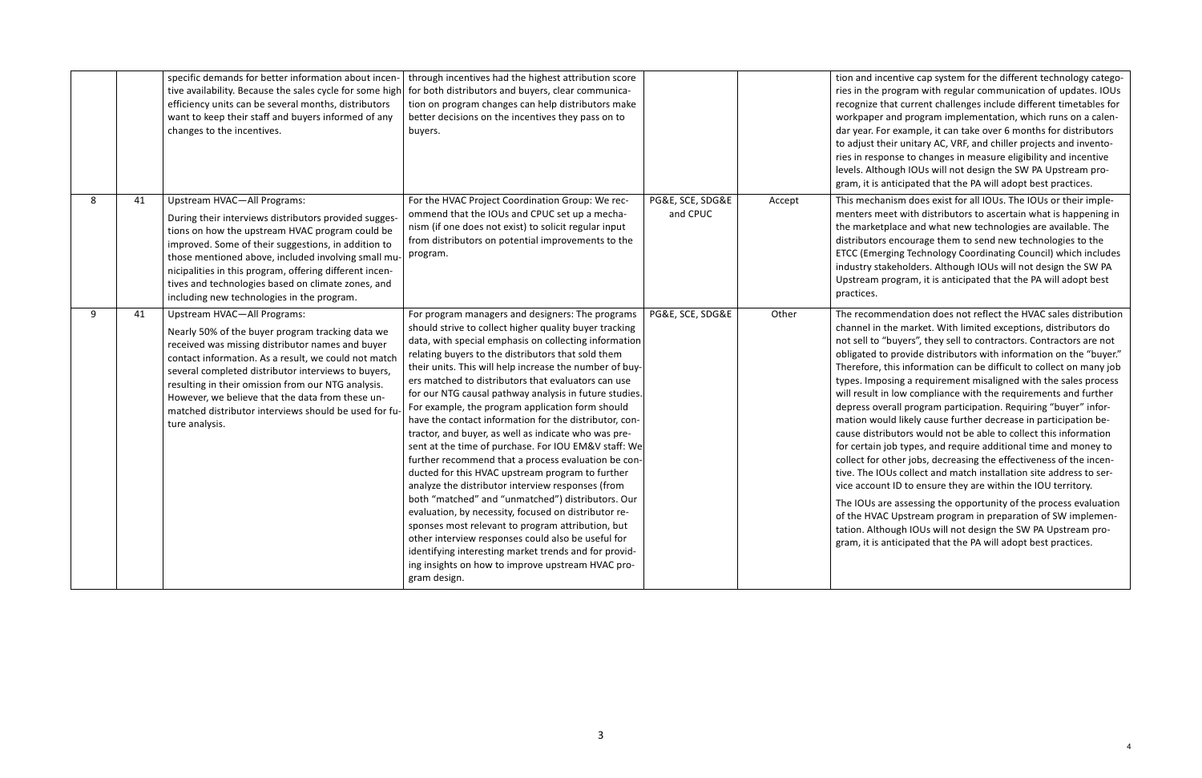| | | | | | | |
|---|---|---|---|---|---|---|
| | | specific demands for better information about incentive availability. Because the sales cycle for some high efficiency units can be several months, distributors want to keep their staff and buyers informed of any changes to the incentives. | through incentives had the highest attribution score for both distributors and buyers, clear communication on program changes can help distributors make better decisions on the incentives they pass on to buyers. | | | tion and incentive cap system for the different technology categories in the program with regular communication of updates. IOUs recognize that current challenges include different timetables for workpaper and program implementation, which runs on a calendar year. For example, it can take over 6 months for distributors to adjust their unitary AC, VRF, and chiller projects and inventories in response to changes in measure eligibility and incentive levels. Although IOUs will not design the SW PA Upstream program, it is anticipated that the PA will adopt best practices. |
| 8 | 41 | Upstream HVAC—All Programs:<br><br>During their interviews distributors provided suggestions on how the upstream HVAC program could be improved. Some of their suggestions, in addition to those mentioned above, included involving small municipalities in this program, offering different incentives and technologies based on climate zones, and including new technologies in the program. | For the HVAC Project Coordination Group: We recommend that the IOUs and CPUC set up a mechanism (if one does not exist) to solicit regular input from distributors on potential improvements to the program. | PG&E, SCE, SDG&E and CPUC | Accept | This mechanism does exist for all IOUs. The IOUs or their implementers meet with distributors to ascertain what is happening in the marketplace and what new technologies are available. The distributors encourage them to send new technologies to the ETCC (Emerging Technology Coordinating Council) which includes industry stakeholders. Although IOUs will not design the SW PA Upstream program, it is anticipated that the PA will adopt best practices. |
| 9 | 41 | Upstream HVAC—All Programs:<br><br>Nearly 50% of the buyer program tracking data we received was missing distributor names and buyer contact information. As a result, we could not match several completed distributor interviews to buyers, resulting in their omission from our NTG analysis. However, we believe that the data from these unmatched distributor interviews should be used for future analysis. | For program managers and designers: The programs should strive to collect higher quality buyer tracking data, with special emphasis on collecting information relating buyers to the distributors that sold them their units. This will help increase the number of buyers matched to distributors that evaluators can use for our NTG causal pathway analysis in future studies. For example, the program application form should have the contact information for the distributor, contractor, and buyer, as well as indicate who was present at the time of purchase. For IOU EM&V staff: We further recommend that a process evaluation be conducted for this HVAC upstream program to further analyze the distributor interview responses (from both "matched" and "unmatched") distributors. Our evaluation, by necessity, focused on distributor responses most relevant to program attribution, but other interview responses could also be useful for identifying interesting market trends and for providing insights on how to improve upstream HVAC program design. | PG&E, SCE, SDG&E | Other | The recommendation does not reflect the HVAC sales distribution channel in the market. With limited exceptions, distributors do not sell to "buyers", they sell to contractors. Contractors are not obligated to provide distributors with information on the "buyer." Therefore, this information can be difficult to collect on many job types. Imposing a requirement misaligned with the sales process will result in low compliance with the requirements and further depress overall program participation. Requiring "buyer" information would likely cause further decrease in participation because distributors would not be able to collect this information for certain job types, and require additional time and money to collect for other jobs, decreasing the effectiveness of the incentive. The IOUs collect and match installation site address to service account ID to ensure they are within the IOU territory.<br><br>The IOUs are assessing the opportunity of the process evaluation of the HVAC Upstream program in preparation of SW implementation. Although IOUs will not design the SW PA Upstream program, it is anticipated that the PA will adopt best practices. |